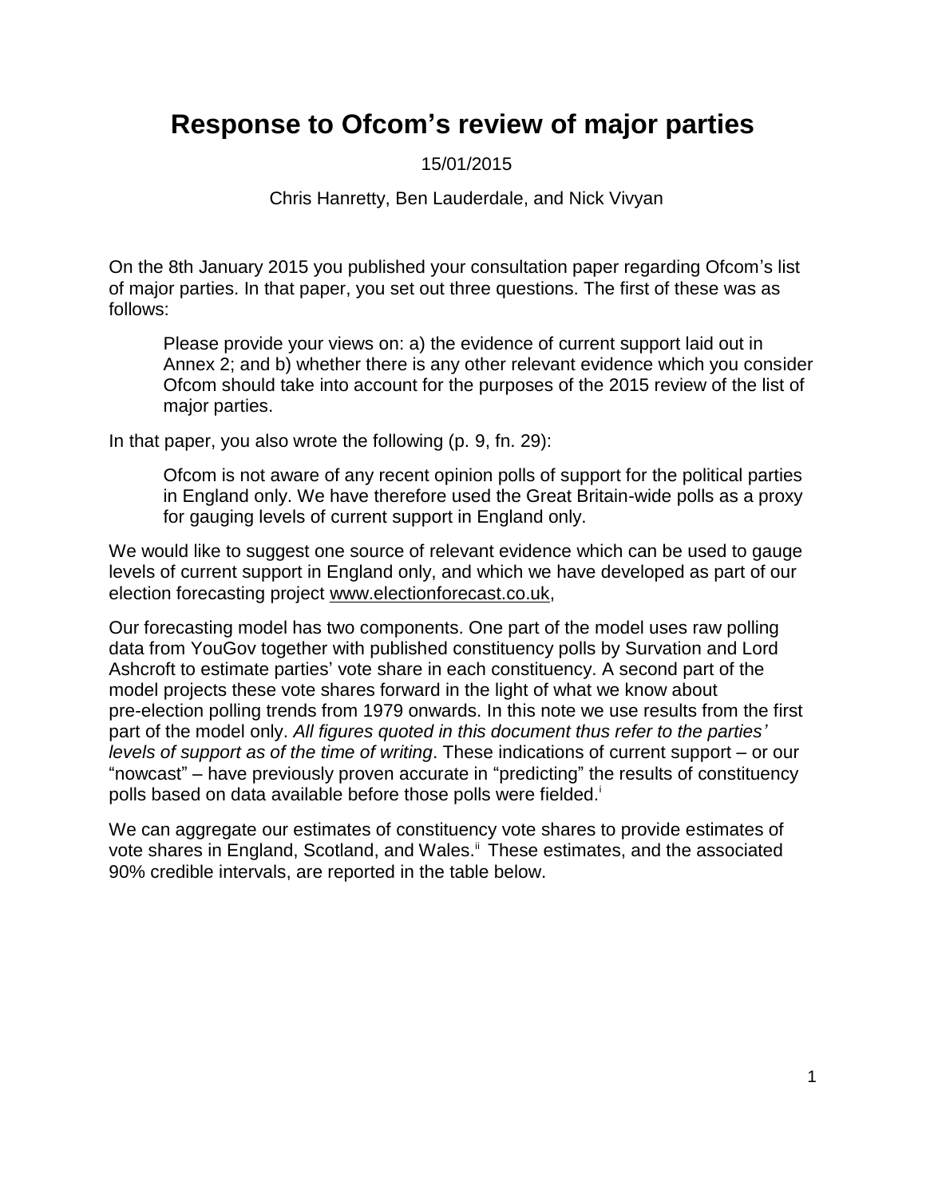# Response to Ofcom's review of major parties

15/01/2015

Chris Hanretty, Ben Lauderdale, and Nick Vivyan

On the 8th January 2015 you published your consultation paper regarding Ofcom's list of major parties. In that paper, you set out three questions. The first of these was as follows:

> Please provide your views on: a) the evidence of current support laid out in Annex 2; and b) whether there is any other relevant evidence which you consider Ofcom should take into account for the purposes of the 2015 review of the list of major parties.

In that paper, you also wrote the following (p. 9, fn. 29):

> Ofcom is not aware of any recent opinion polls of support for the political parties in England only. We have therefore used the Great Britain-wide polls as a proxy for gauging levels of current support in England only.

We would like to suggest one source of relevant evidence which can be used to gauge levels of current support in England only, and which we have developed as part of our election forecasting project www.electionforecast.co.uk,

Our forecasting model has two components. One part of the model uses raw polling data from YouGov together with published constituency polls by Survation and Lord Ashcroft to estimate parties' vote share in each constituency. A second part of the model projects these vote shares forward in the light of what we know about pre-election polling trends from 1979 onwards. In this note we use results from the first part of the model only. *All figures quoted in this document thus refer to the parties' levels of support as of the time of writing*. These indications of current support – or our "nowcast" – have previously proven accurate in "predicting" the results of constituency polls based on data available before those polls were fielded.[i]

We can aggregate our estimates of constituency vote shares to provide estimates of vote shares in England, Scotland, and Wales.[ii] These estimates, and the associated 90% credible intervals, are reported in the table below.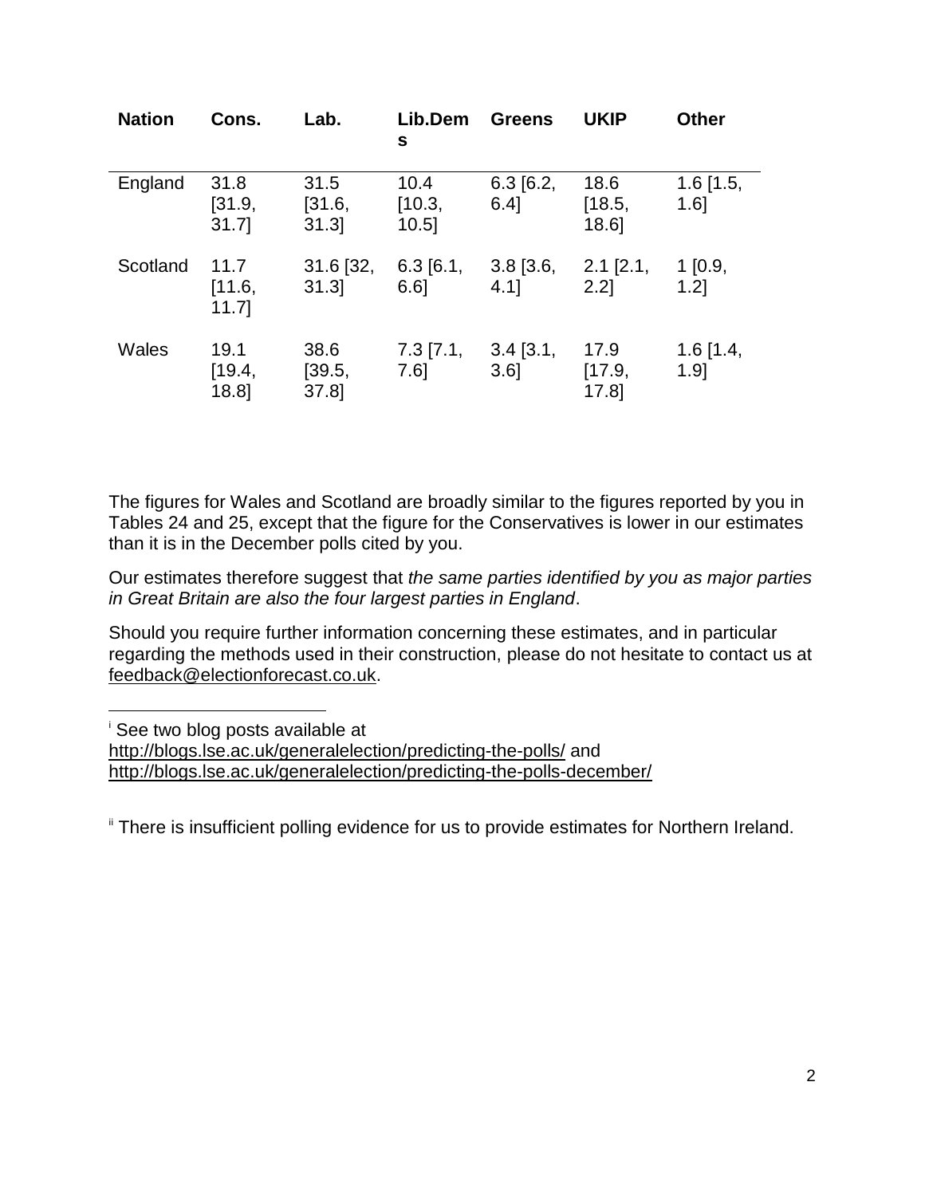| Nation | Cons. | Lab. | Lib.Dems | Greens | UKIP | Other |
|---|---|---|---|---|---|---|
| England | 31.8 [31.9, 31.7] | 31.5 [31.6, 31.3] | 10.4 [10.3, 10.5] | 6.3 [6.2, 6.4] | 18.6 [18.5, 18.6] | 1.6 [1.5, 1.6] |
| Scotland | 11.7 [11.6, 11.7] | 31.6 [32, 31.3] | 6.3 [6.1, 6.6] | 3.8 [3.6, 4.1] | 2.1 [2.1, 2.2] | 1 [0.9, 1.2] |
| Wales | 19.1 [19.4, 18.8] | 38.6 [39.5, 37.8] | 7.3 [7.1, 7.6] | 3.4 [3.1, 3.6] | 17.9 [17.9, 17.8] | 1.6 [1.4, 1.9] |

The figures for Wales and Scotland are broadly similar to the figures reported by you in Tables 24 and 25, except that the figure for the Conservatives is lower in our estimates than it is in the December polls cited by you.

Our estimates therefore suggest that *the same parties identified by you as major parties in Great Britain are also the four largest parties in England*.

Should you require further information concerning these estimates, and in particular regarding the methods used in their construction, please do not hesitate to contact us at feedback@electionforecast.co.uk.

---

[i] See two blog posts available at
http://blogs.lse.ac.uk/generalelection/predicting-the-polls/ and
http://blogs.lse.ac.uk/generalelection/predicting-the-polls-december/

[ii] There is insufficient polling evidence for us to provide estimates for Northern Ireland.